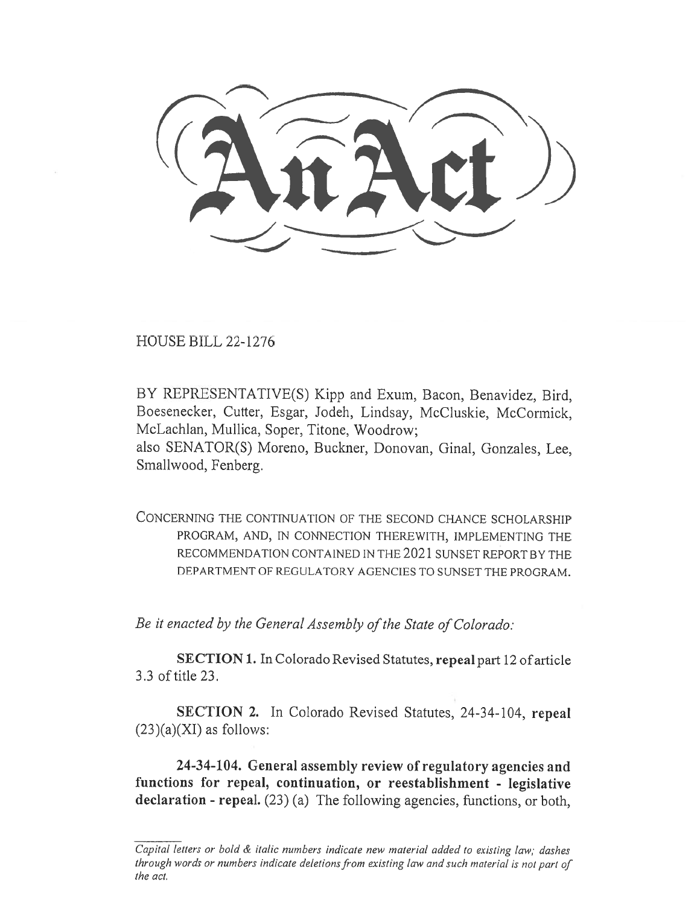# An Act

HOUSE BILL 22-1276

BY REPRESENTATIVE(S) Kipp and Exum, Bacon, Benavidez, Bird, Boesenecker, Cutter, Esgar, Jodeh, Lindsay, McCluskie, McCormick, McLachlan, Mullica, Soper, Titone, Woodrow;
also SENATOR(S) Moreno, Buckner, Donovan, Ginal, Gonzales, Lee, Smallwood, Fenberg.

CONCERNING THE CONTINUATION OF THE SECOND CHANCE SCHOLARSHIP PROGRAM, AND, IN CONNECTION THEREWITH, IMPLEMENTING THE RECOMMENDATION CONTAINED IN THE 2021 SUNSET REPORT BY THE DEPARTMENT OF REGULATORY AGENCIES TO SUNSET THE PROGRAM.

*Be it enacted by the General Assembly of the State of Colorado:*

**SECTION 1.** In Colorado Revised Statutes, **repeal** part 12 of article 3.3 of title 23.

**SECTION 2.** In Colorado Revised Statutes, 24-34-104, **repeal** (23)(a)(XI) as follows:

**24-34-104. General assembly review of regulatory agencies and functions for repeal, continuation, or reestablishment - legislative declaration - repeal.** (23) (a) The following agencies, functions, or both,

*Capital letters or bold & italic numbers indicate new material added to existing law; dashes through words or numbers indicate deletions from existing law and such material is not part of the act.*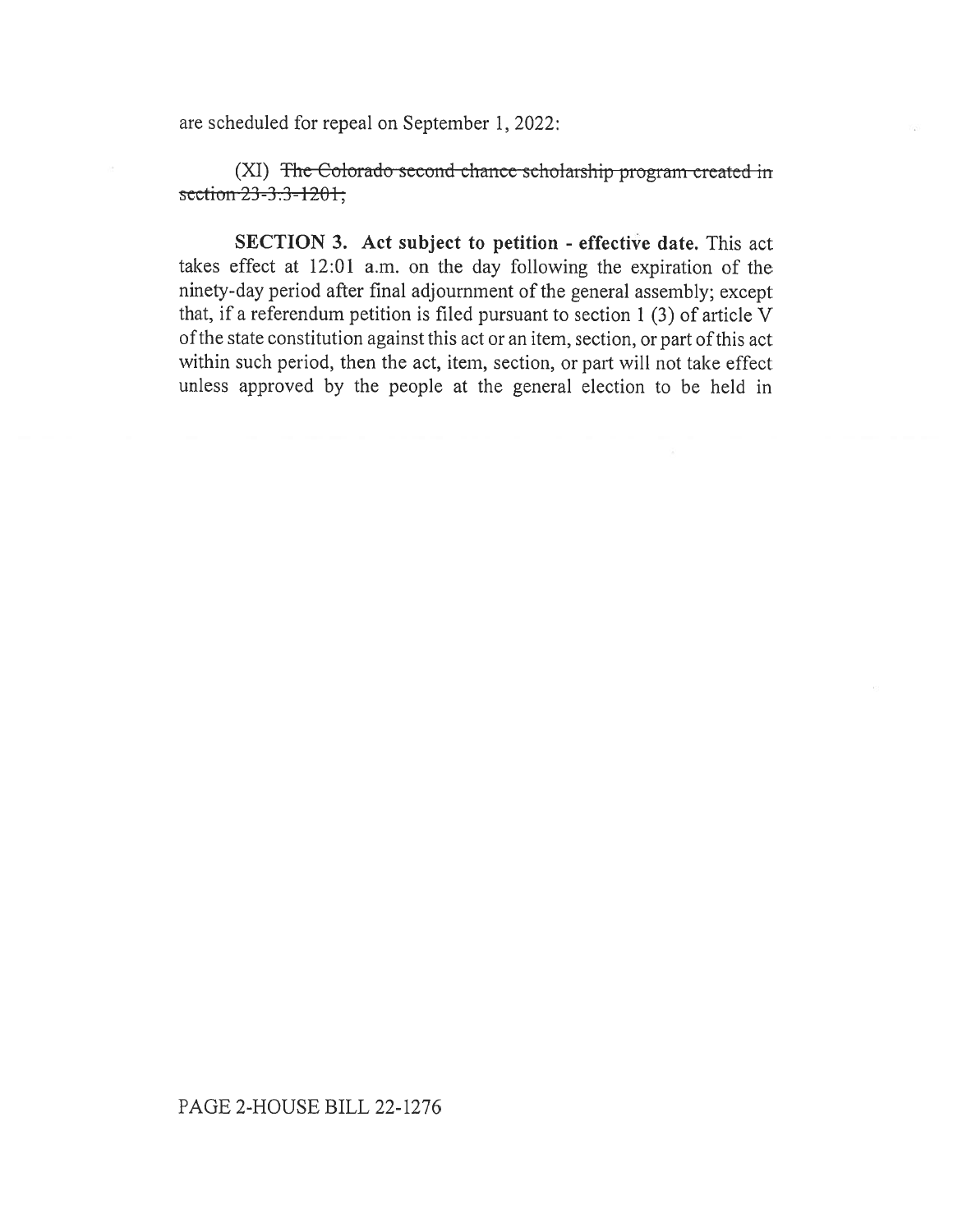are scheduled for repeal on September 1, 2022:

(XI) ~~The Colorado second chance scholarship program created in section 23-3.3-1201;~~

**SECTION 3. Act subject to petition - effective date.** This act takes effect at 12:01 a.m. on the day following the expiration of the ninety-day period after final adjournment of the general assembly; except that, if a referendum petition is filed pursuant to section 1 (3) of article V of the state constitution against this act or an item, section, or part of this act within such period, then the act, item, section, or part will not take effect unless approved by the people at the general election to be held in

PAGE 2-HOUSE BILL 22-1276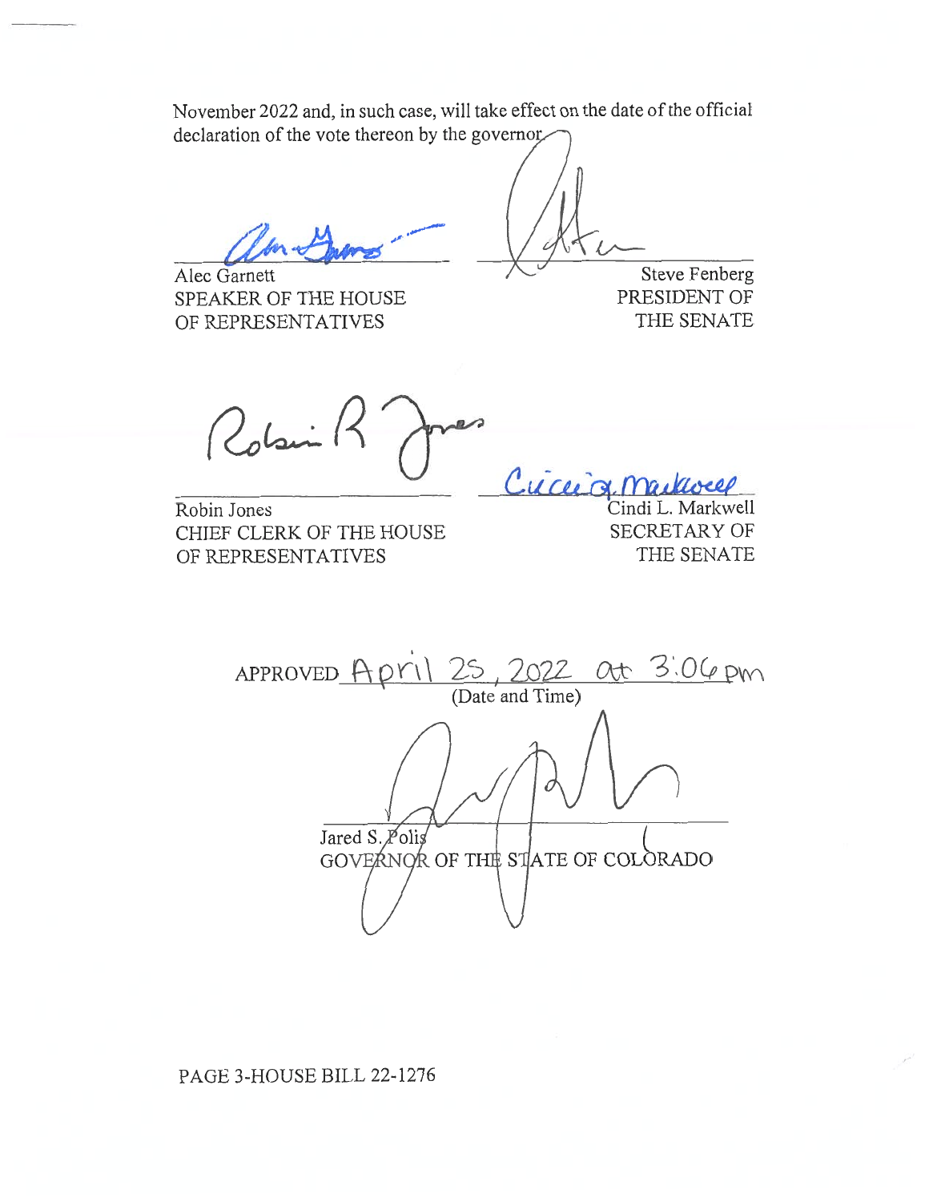November 2022 and, in such case, will take effect on the date of the official declaration of the vote thereon by the governor.

Alec Garnett
SPEAKER OF THE HOUSE
OF REPRESENTATIVES

Steve Fenberg
PRESIDENT OF
THE SENATE

Robin Jones
CHIEF CLERK OF THE HOUSE
OF REPRESENTATIVES

Cindi L. Markwell
SECRETARY OF
THE SENATE

APPROVED April 25, 2022 at 3:06 pm
(Date and Time)

Jared S. Polis
GOVERNOR OF THE STATE OF COLORADO

PAGE 3-HOUSE BILL 22-1276